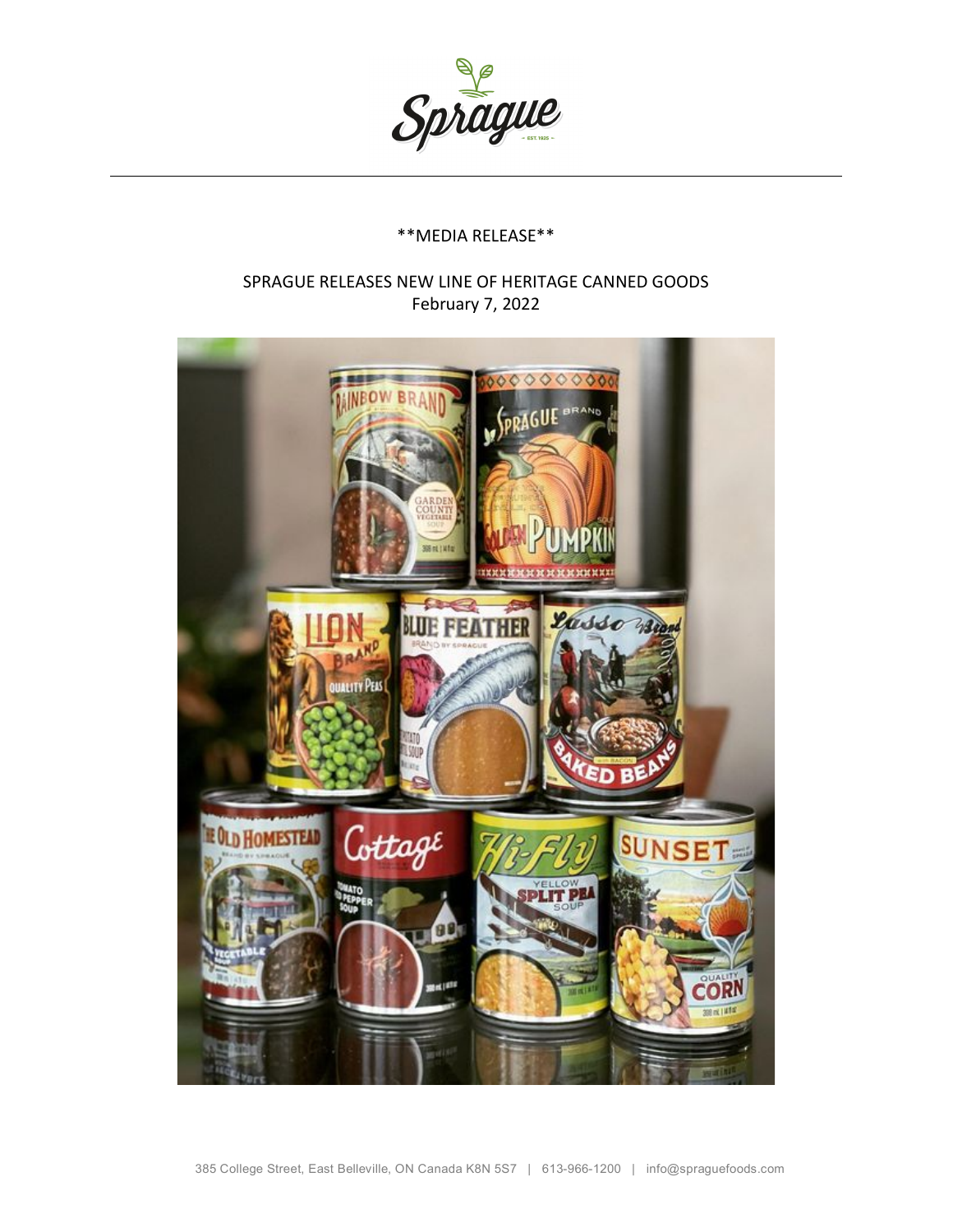\*\*MEDIA RELEASE\*\*

# SPRAGUE RELEASES NEW LINE OF HERITAGE CANNED GOODS

February 7, 2022

385 College Street, East Belleville, ON Canada K8N 5S7 | 613-966-1200 | info@spraguefoods.com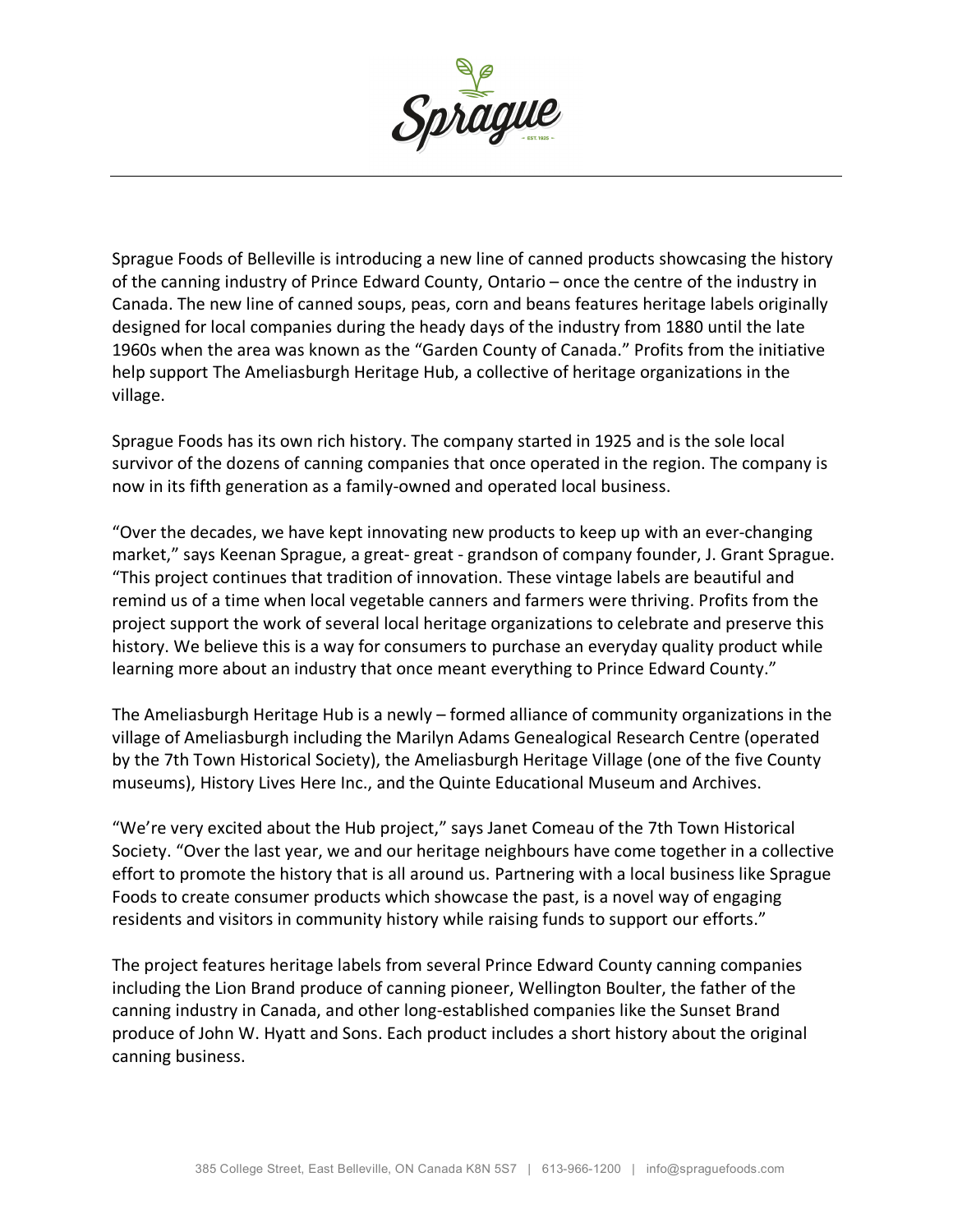Sprague Foods of Belleville is introducing a new line of canned products showcasing the history of the canning industry of Prince Edward County, Ontario – once the centre of the industry in Canada. The new line of canned soups, peas, corn and beans features heritage labels originally designed for local companies during the heady days of the industry from 1880 until the late 1960s when the area was known as the "Garden County of Canada." Profits from the initiative help support The Ameliasburgh Heritage Hub, a collective of heritage organizations in the village.

Sprague Foods has its own rich history. The company started in 1925 and is the sole local survivor of the dozens of canning companies that once operated in the region. The company is now in its fifth generation as a family-owned and operated local business.

"Over the decades, we have kept innovating new products to keep up with an ever-changing market," says Keenan Sprague, a great- great - grandson of company founder, J. Grant Sprague. "This project continues that tradition of innovation. These vintage labels are beautiful and remind us of a time when local vegetable canners and farmers were thriving. Profits from the project support the work of several local heritage organizations to celebrate and preserve this history. We believe this is a way for consumers to purchase an everyday quality product while learning more about an industry that once meant everything to Prince Edward County."

The Ameliasburgh Heritage Hub is a newly – formed alliance of community organizations in the village of Ameliasburgh including the Marilyn Adams Genealogical Research Centre (operated by the 7th Town Historical Society), the Ameliasburgh Heritage Village (one of the five County museums), History Lives Here Inc., and the Quinte Educational Museum and Archives.

"We're very excited about the Hub project," says Janet Comeau of the 7th Town Historical Society. "Over the last year, we and our heritage neighbours have come together in a collective effort to promote the history that is all around us. Partnering with a local business like Sprague Foods to create consumer products which showcase the past, is a novel way of engaging residents and visitors in community history while raising funds to support our efforts."

The project features heritage labels from several Prince Edward County canning companies including the Lion Brand produce of canning pioneer, Wellington Boulter, the father of the canning industry in Canada, and other long-established companies like the Sunset Brand produce of John W. Hyatt and Sons. Each product includes a short history about the original canning business.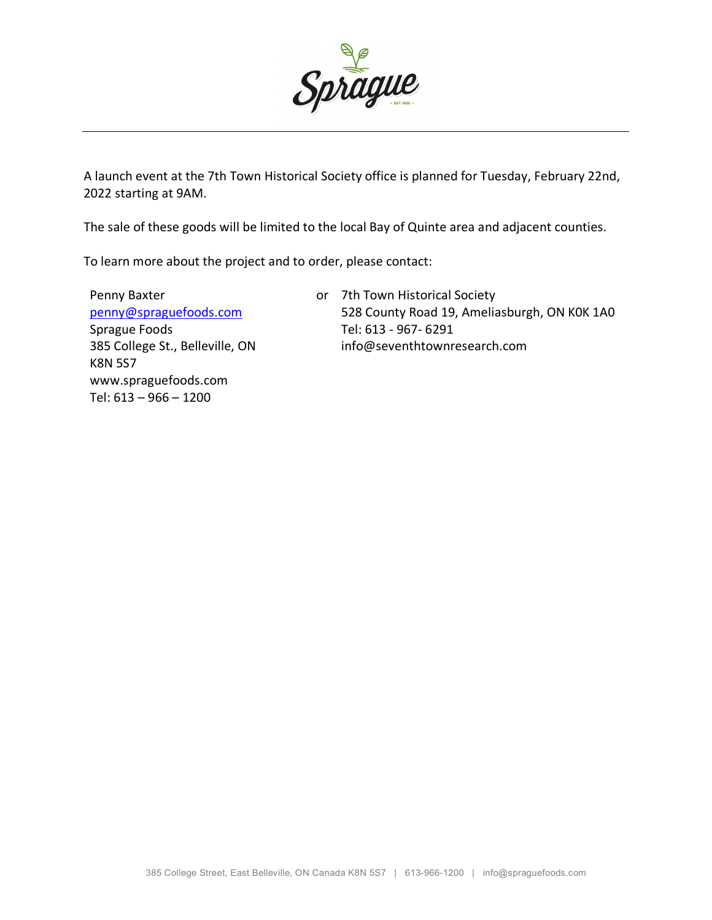A launch event at the 7th Town Historical Society office is planned for Tuesday, February 22nd, 2022 starting at 9AM.

The sale of these goods will be limited to the local Bay of Quinte area and adjacent counties.

To learn more about the project and to order, please contact:

Penny Baxter
penny@spraguefoods.com
Sprague Foods
385 College St., Belleville, ON
K8N 5S7
www.spraguefoods.com
Tel: 613 – 966 – 1200

or

7th Town Historical Society
528 County Road 19, Ameliasburgh, ON K0K 1A0
Tel: 613 - 967- 6291
info@seventhtownresearch.com